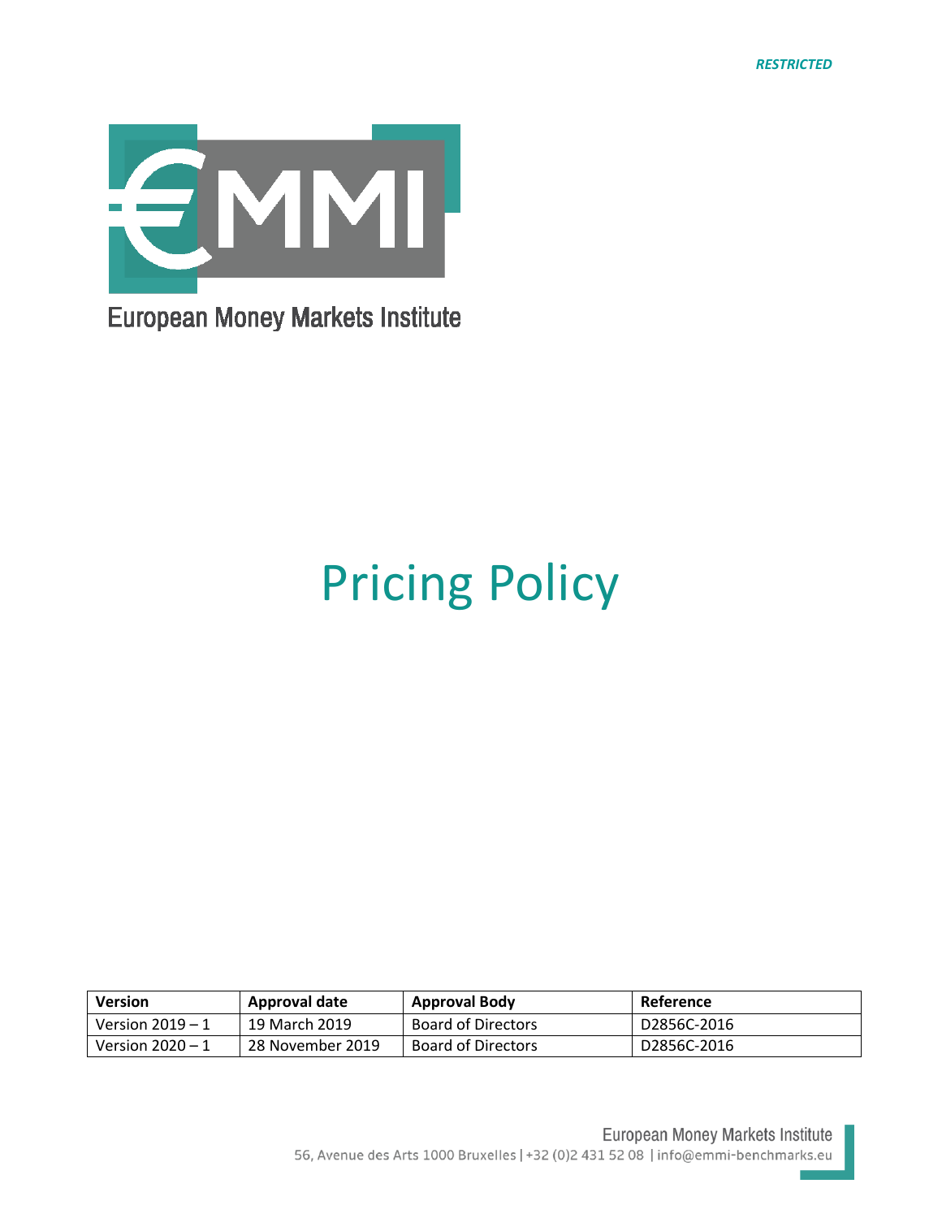*RESTRICTED*

European Money Markets Institute

# Pricing Policy

| Version | Approval date | Approval Body | Reference |
|---|---|---|---|
| Version 2019 – 1 | 19 March 2019 | Board of Directors | D2856C-2016 |
| Version 2020 – 1 | 28 November 2019 | Board of Directors | D2856C-2016 |

European Money Markets Institute
56, Avenue des Arts 1000 Bruxelles | +32 (0)2 431 52 08 | info@emmi-benchmarks.eu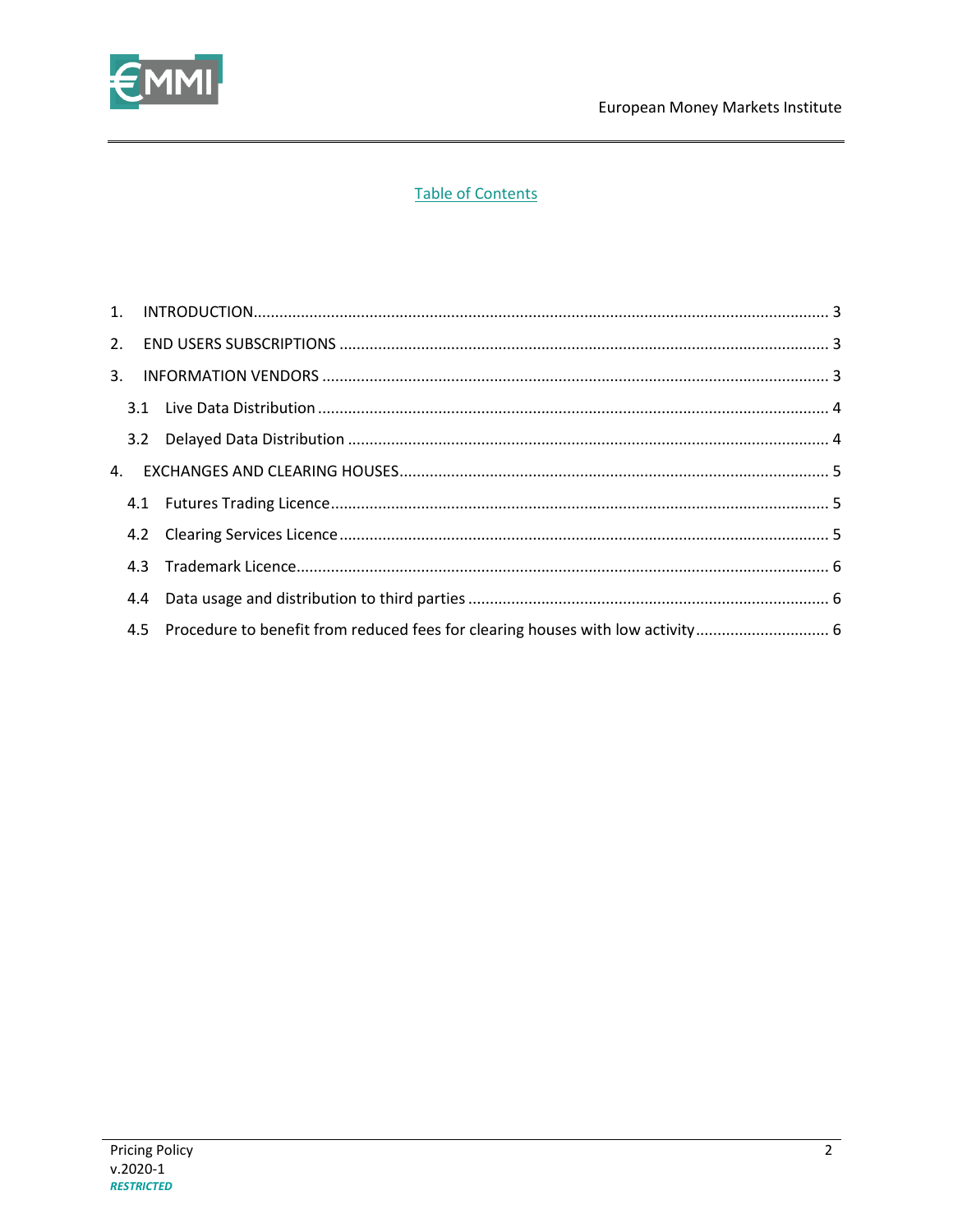## Table of Contents

1. INTRODUCTION ..... 3
2. END USERS SUBSCRIPTIONS ..... 3
3. INFORMATION VENDORS ..... 3
   - 3.1 Live Data Distribution ..... 4
   - 3.2 Delayed Data Distribution ..... 4
4. EXCHANGES AND CLEARING HOUSES ..... 5
   - 4.1 Futures Trading Licence ..... 5
   - 4.2 Clearing Services Licence ..... 5
   - 4.3 Trademark Licence ..... 6
   - 4.4 Data usage and distribution to third parties ..... 6
   - 4.5 Procedure to benefit from reduced fees for clearing houses with low activity ..... 6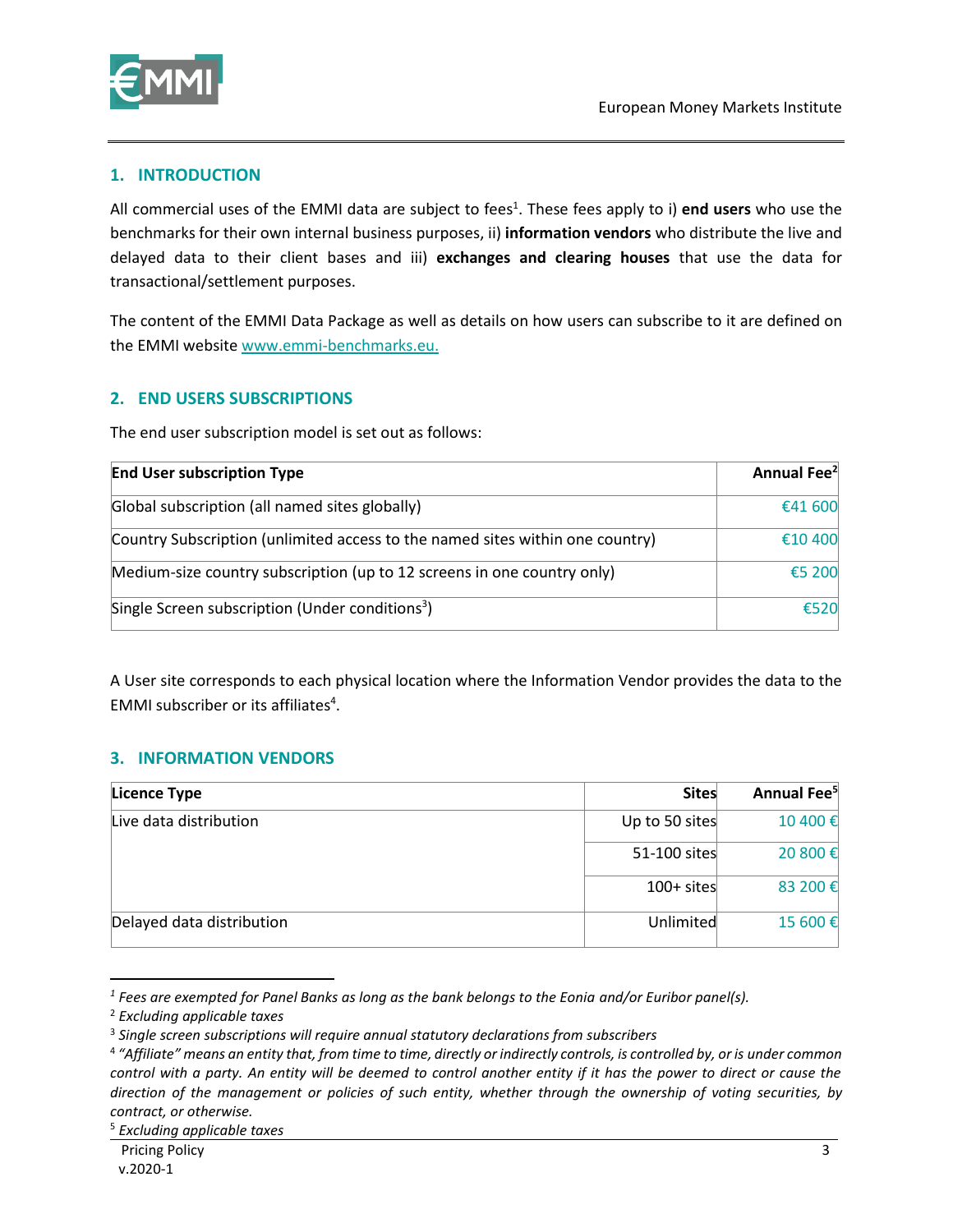## 1. INTRODUCTION

All commercial uses of the EMMI data are subject to fees[1]. These fees apply to i) **end users** who use the benchmarks for their own internal business purposes, ii) **information vendors** who distribute the live and delayed data to their client bases and iii) **exchanges and clearing houses** that use the data for transactional/settlement purposes.

The content of the EMMI Data Package as well as details on how users can subscribe to it are defined on the EMMI website www.emmi-benchmarks.eu.

## 2. END USERS SUBSCRIPTIONS

The end user subscription model is set out as follows:

| End User subscription Type | Annual Fee[2] |
|---|---:|
| Global subscription (all named sites globally) | €41 600 |
| Country Subscription (unlimited access to the named sites within one country) | €10 400 |
| Medium-size country subscription (up to 12 screens in one country only) | €5 200 |
| Single Screen subscription (Under conditions[3]) | €520 |

A User site corresponds to each physical location where the Information Vendor provides the data to the EMMI subscriber or its affiliates[4].

## 3. INFORMATION VENDORS

| Licence Type | Sites | Annual Fee[5] |
|---|---:|---:|
| Live data distribution | Up to 50 sites | 10 400 € |
| | 51-100 sites | 20 800 € |
| | 100+ sites | 83 200 € |
| Delayed data distribution | Unlimited | 15 600 € |

---

[1] *Fees are exempted for Panel Banks as long as the bank belongs to the Eonia and/or Euribor panel(s).*

[2] *Excluding applicable taxes*

[3] *Single screen subscriptions will require annual statutory declarations from subscribers*

[4] *"Affiliate" means an entity that, from time to time, directly or indirectly controls, is controlled by, or is under common control with a party. An entity will be deemed to control another entity if it has the power to direct or cause the direction of the management or policies of such entity, whether through the ownership of voting securities, by contract, or otherwise.*

[5] *Excluding applicable taxes*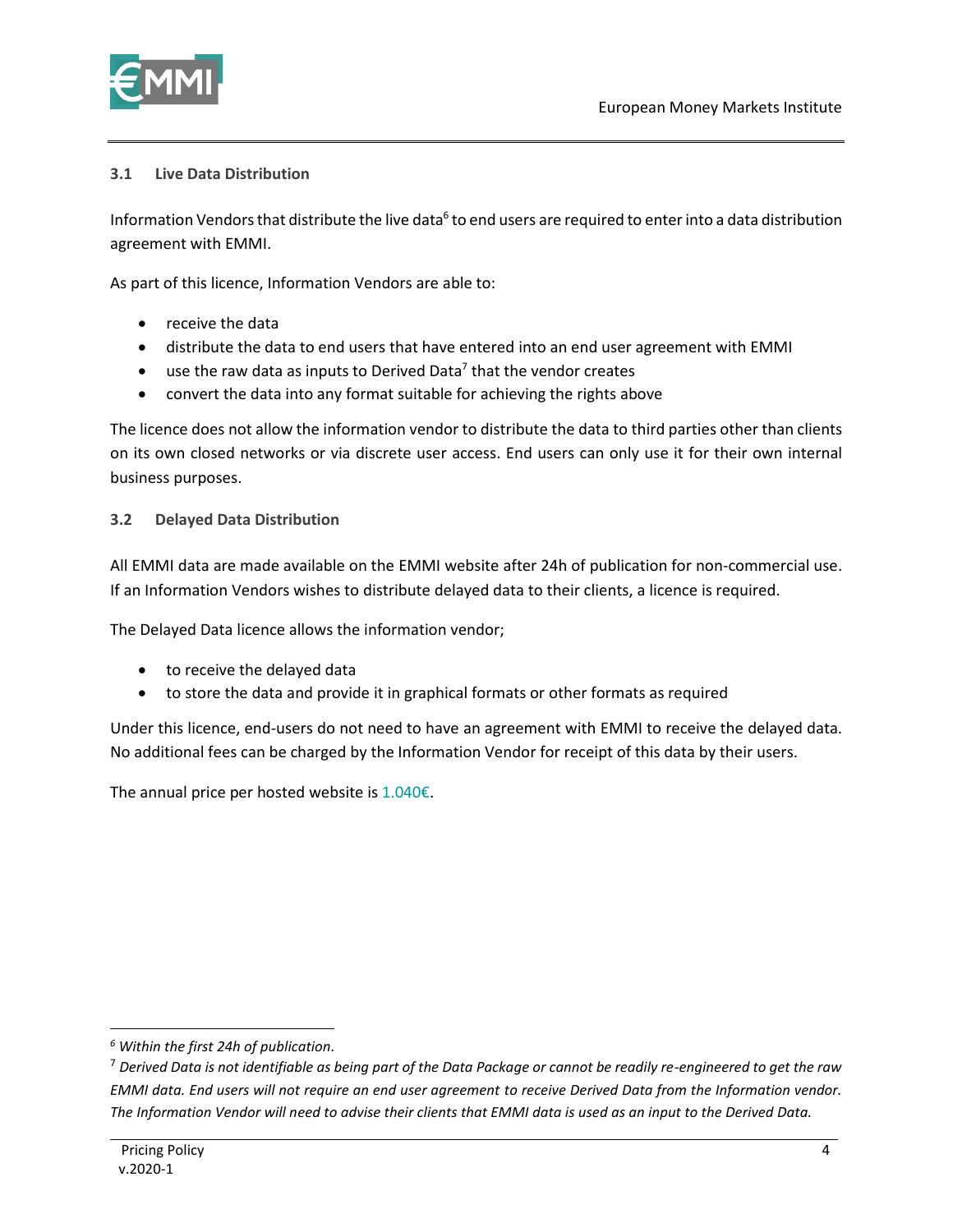### 3.1 Live Data Distribution

Information Vendors that distribute the live data[6] to end users are required to enter into a data distribution agreement with EMMI.

As part of this licence, Information Vendors are able to:

- receive the data
- distribute the data to end users that have entered into an end user agreement with EMMI
- use the raw data as inputs to Derived Data[7] that the vendor creates
- convert the data into any format suitable for achieving the rights above

The licence does not allow the information vendor to distribute the data to third parties other than clients on its own closed networks or via discrete user access. End users can only use it for their own internal business purposes.

### 3.2 Delayed Data Distribution

All EMMI data are made available on the EMMI website after 24h of publication for non-commercial use. If an Information Vendors wishes to distribute delayed data to their clients, a licence is required.

The Delayed Data licence allows the information vendor;

- to receive the delayed data
- to store the data and provide it in graphical formats or other formats as required

Under this licence, end-users do not need to have an agreement with EMMI to receive the delayed data. No additional fees can be charged by the Information Vendor for receipt of this data by their users.

The annual price per hosted website is 1.040€.

---

[6] *Within the first 24h of publication.*

[7] *Derived Data is not identifiable as being part of the Data Package or cannot be readily re-engineered to get the raw EMMI data. End users will not require an end user agreement to receive Derived Data from the Information vendor. The Information Vendor will need to advise their clients that EMMI data is used as an input to the Derived Data.*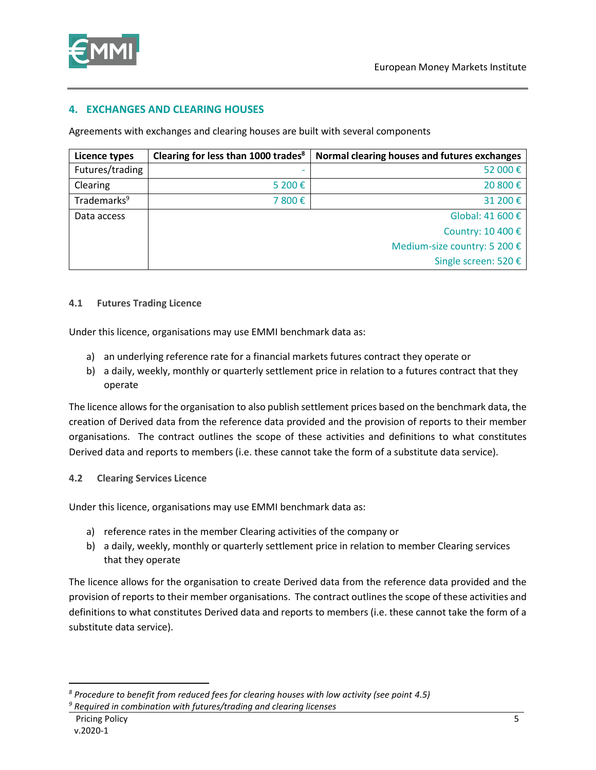## 4. EXCHANGES AND CLEARING HOUSES

Agreements with exchanges and clearing houses are built with several components

| Licence types | Clearing for less than 1000 trades[8] | Normal clearing houses and futures exchanges |
|---|---|---|
| Futures/trading | - | 52 000 € |
| Clearing | 5 200 € | 20 800 € |
| Trademarks[9] | 7 800 € | 31 200 € |
| Data access | | Global: 41 600 €<br>Country: 10 400 €<br>Medium-size country: 5 200 €<br>Single screen: 520 € |

### 4.1 Futures Trading Licence

Under this licence, organisations may use EMMI benchmark data as:

a) an underlying reference rate for a financial markets futures contract they operate or
b) a daily, weekly, monthly or quarterly settlement price in relation to a futures contract that they operate

The licence allows for the organisation to also publish settlement prices based on the benchmark data, the creation of Derived data from the reference data provided and the provision of reports to their member organisations. The contract outlines the scope of these activities and definitions to what constitutes Derived data and reports to members (i.e. these cannot take the form of a substitute data service).

### 4.2 Clearing Services Licence

Under this licence, organisations may use EMMI benchmark data as:

a) reference rates in the member Clearing activities of the company or
b) a daily, weekly, monthly or quarterly settlement price in relation to member Clearing services that they operate

The licence allows for the organisation to create Derived data from the reference data provided and the provision of reports to their member organisations. The contract outlines the scope of these activities and definitions to what constitutes Derived data and reports to members (i.e. these cannot take the form of a substitute data service).

---

[8] *Procedure to benefit from reduced fees for clearing houses with low activity (see point 4.5)*

[9] *Required in combination with futures/trading and clearing licenses*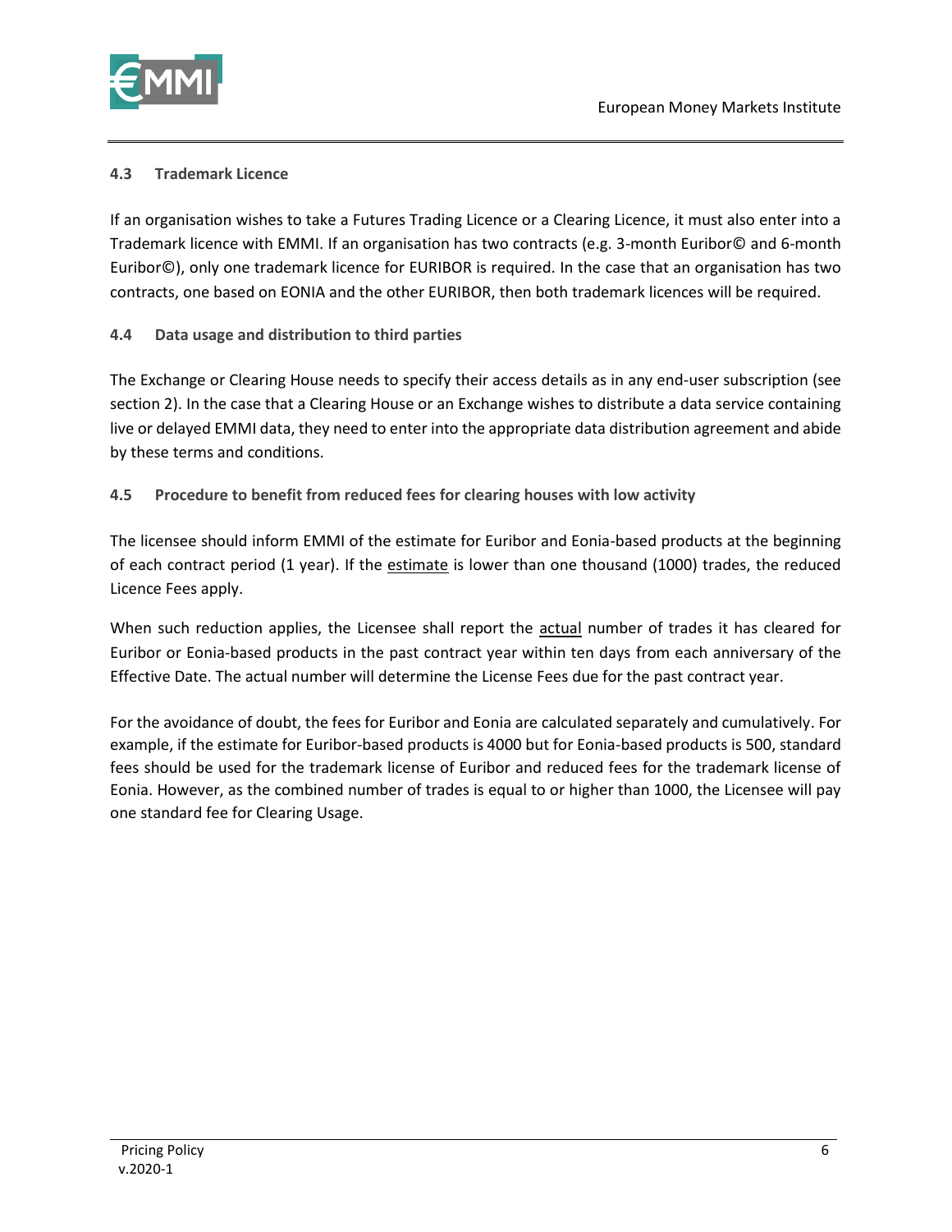### 4.3 Trademark Licence

If an organisation wishes to take a Futures Trading Licence or a Clearing Licence, it must also enter into a Trademark licence with EMMI. If an organisation has two contracts (e.g. 3-month Euribor© and 6-month Euribor©), only one trademark licence for EURIBOR is required. In the case that an organisation has two contracts, one based on EONIA and the other EURIBOR, then both trademark licences will be required.

### 4.4 Data usage and distribution to third parties

The Exchange or Clearing House needs to specify their access details as in any end-user subscription (see section 2). In the case that a Clearing House or an Exchange wishes to distribute a data service containing live or delayed EMMI data, they need to enter into the appropriate data distribution agreement and abide by these terms and conditions.

### 4.5 Procedure to benefit from reduced fees for clearing houses with low activity

The licensee should inform EMMI of the estimate for Euribor and Eonia-based products at the beginning of each contract period (1 year). If the estimate is lower than one thousand (1000) trades, the reduced Licence Fees apply.

When such reduction applies, the Licensee shall report the actual number of trades it has cleared for Euribor or Eonia-based products in the past contract year within ten days from each anniversary of the Effective Date. The actual number will determine the License Fees due for the past contract year.

For the avoidance of doubt, the fees for Euribor and Eonia are calculated separately and cumulatively. For example, if the estimate for Euribor-based products is 4000 but for Eonia-based products is 500, standard fees should be used for the trademark license of Euribor and reduced fees for the trademark license of Eonia. However, as the combined number of trades is equal to or higher than 1000, the Licensee will pay one standard fee for Clearing Usage.